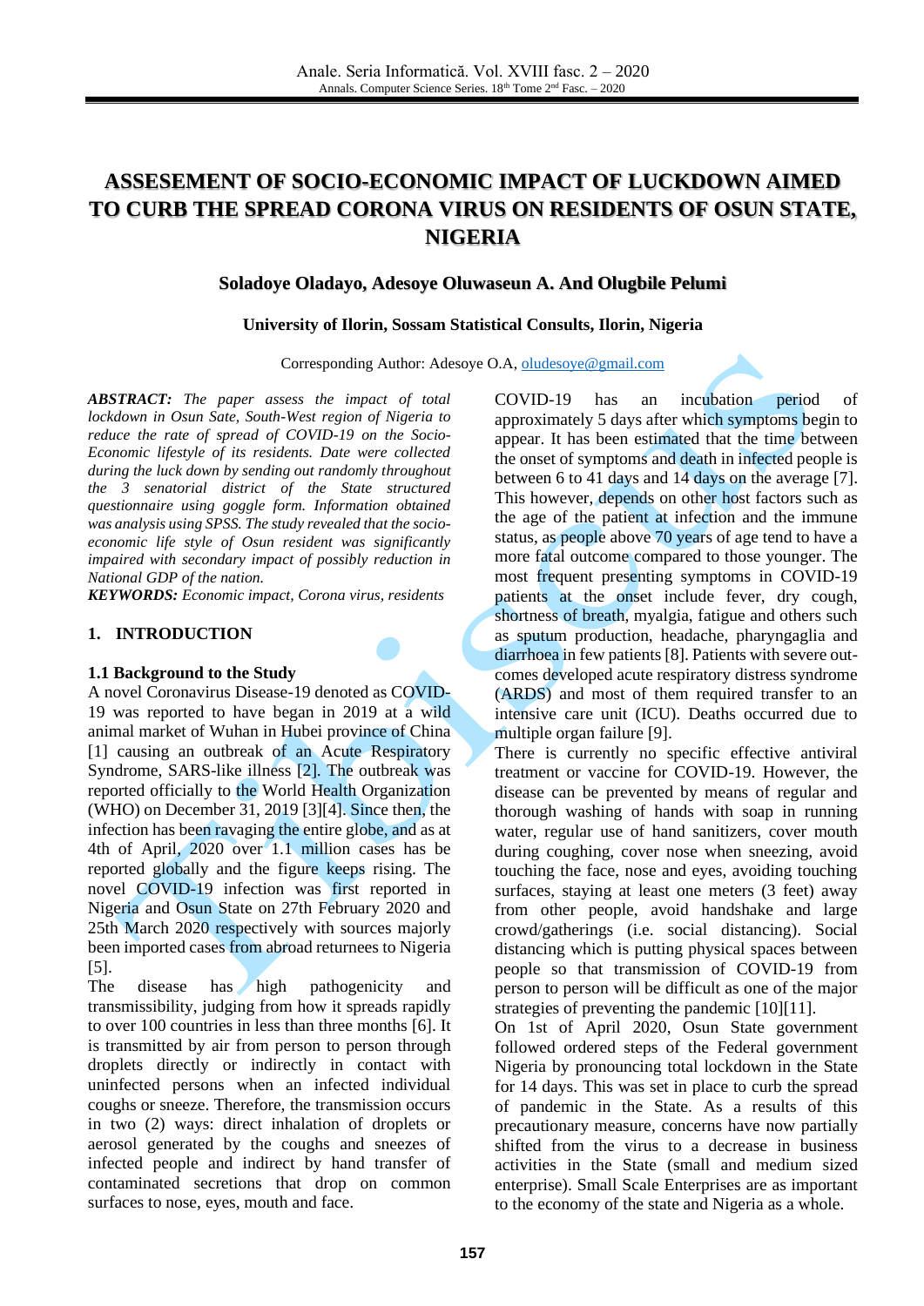# ASSESEMENT OF SOCIO-ECONOMIC IMPACT OF LUCKDOWN AIMED TO CURB THE SPREAD CORONA VIRUS ON RESIDENTS OF OSUN STATE, NIGERIA

**Soladoye Oladayo, Adesoye Oluwaseun A. And Olugbile Pelumi**

**University of Ilorin, Sossam Statistical Consults, Ilorin, Nigeria**

Corresponding Author: Adesoye O.A, oludesoye@gmail.com

***ABSTRACT:*** *The paper assess the impact of total lockdown in Osun Sate, South-West region of Nigeria to reduce the rate of spread of COVID-19 on the Socio-Economic lifestyle of its residents. Date were collected during the luck down by sending out randomly throughout the 3 senatorial district of the State structured questionnaire using goggle form. Information obtained was analysis using SPSS. The study revealed that the socio-economic life style of Osun resident was significantly impaired with secondary impact of possibly reduction in National GDP of the nation.*

***KEYWORDS:*** *Economic impact, Corona virus, residents*

## 1. INTRODUCTION

### 1.1 Background to the Study

A novel Coronavirus Disease-19 denoted as COVID-19 was reported to have began in 2019 at a wild animal market of Wuhan in Hubei province of China [1] causing an outbreak of an Acute Respiratory Syndrome, SARS-like illness [2]. The outbreak was reported officially to the World Health Organization (WHO) on December 31, 2019 [3][4]. Since then, the infection has been ravaging the entire globe, and as at 4th of April, 2020 over 1.1 million cases has be reported globally and the figure keeps rising. The novel COVID-19 infection was first reported in Nigeria and Osun State on 27th February 2020 and 25th March 2020 respectively with sources majorly been imported cases from abroad returnees to Nigeria [5].

The disease has high pathogenicity and transmissibility, judging from how it spreads rapidly to over 100 countries in less than three months [6]. It is transmitted by air from person to person through droplets directly or indirectly in contact with uninfected persons when an infected individual coughs or sneeze. Therefore, the transmission occurs in two (2) ways: direct inhalation of droplets or aerosol generated by the coughs and sneezes of infected people and indirect by hand transfer of contaminated secretions that drop on common surfaces to nose, eyes, mouth and face.

COVID-19 has an incubation period of approximately 5 days after which symptoms begin to appear. It has been estimated that the time between the onset of symptoms and death in infected people is between 6 to 41 days and 14 days on the average [7]. This however, depends on other host factors such as the age of the patient at infection and the immune status, as people above 70 years of age tend to have a more fatal outcome compared to those younger. The most frequent presenting symptoms in COVID-19 patients at the onset include fever, dry cough, shortness of breath, myalgia, fatigue and others such as sputum production, headache, pharyngaglia and diarrhoea in few patients [8]. Patients with severe out-comes developed acute respiratory distress syndrome (ARDS) and most of them required transfer to an intensive care unit (ICU). Deaths occurred due to multiple organ failure [9].

There is currently no specific effective antiviral treatment or vaccine for COVID-19. However, the disease can be prevented by means of regular and thorough washing of hands with soap in running water, regular use of hand sanitizers, cover mouth during coughing, cover nose when sneezing, avoid touching the face, nose and eyes, avoiding touching surfaces, staying at least one meters (3 feet) away from other people, avoid handshake and large crowd/gatherings (i.e. social distancing). Social distancing which is putting physical spaces between people so that transmission of COVID-19 from person to person will be difficult as one of the major strategies of preventing the pandemic [10][11].

On 1st of April 2020, Osun State government followed ordered steps of the Federal government Nigeria by pronouncing total lockdown in the State for 14 days. This was set in place to curb the spread of pandemic in the State. As a results of this precautionary measure, concerns have now partially shifted from the virus to a decrease in business activities in the State (small and medium sized enterprise). Small Scale Enterprises are as important to the economy of the state and Nigeria as a whole.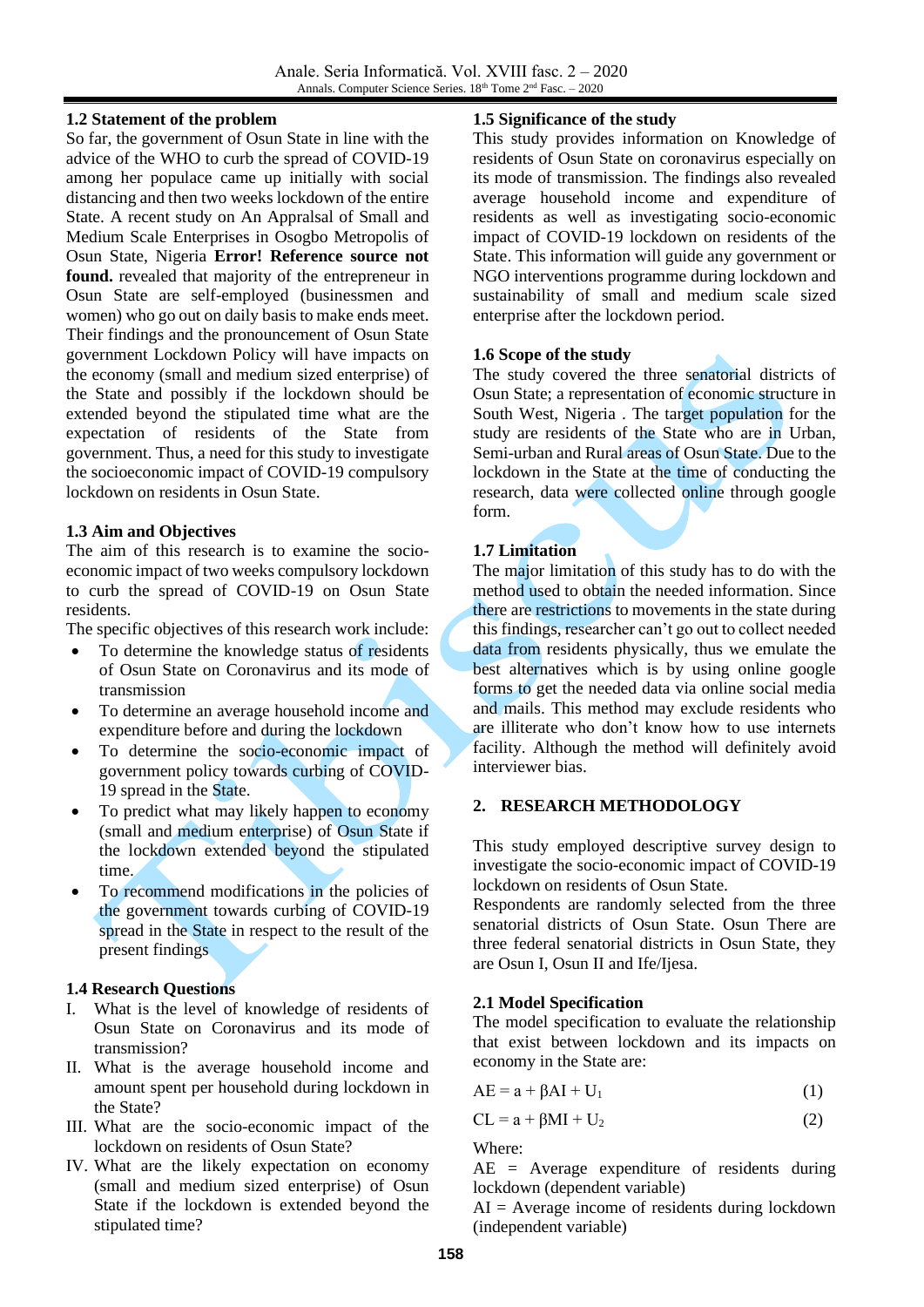### 1.2 Statement of the problem

So far, the government of Osun State in line with the advice of the WHO to curb the spread of COVID-19 among her populace came up initially with social distancing and then two weeks lockdown of the entire State. A recent study on An Appralsal of Small and Medium Scale Enterprises in Osogbo Metropolis of Osun State, Nigeria **Error! Reference source not found.** revealed that majority of the entrepreneur in Osun State are self-employed (businessmen and women) who go out on daily basis to make ends meet. Their findings and the pronouncement of Osun State government Lockdown Policy will have impacts on the economy (small and medium sized enterprise) of the State and possibly if the lockdown should be extended beyond the stipulated time what are the expectation of residents of the State from government. Thus, a need for this study to investigate the socioeconomic impact of COVID-19 compulsory lockdown on residents in Osun State.

### 1.3 Aim and Objectives

The aim of this research is to examine the socio-economic impact of two weeks compulsory lockdown to curb the spread of COVID-19 on Osun State residents.

The specific objectives of this research work include:

- To determine the knowledge status of residents of Osun State on Coronavirus and its mode of transmission
- To determine an average household income and expenditure before and during the lockdown
- To determine the socio-economic impact of government policy towards curbing of COVID-19 spread in the State.
- To predict what may likely happen to economy (small and medium enterprise) of Osun State if the lockdown extended beyond the stipulated time.
- To recommend modifications in the policies of the government towards curbing of COVID-19 spread in the State in respect to the result of the present findings

### 1.4 Research Questions

I. What is the level of knowledge of residents of Osun State on Coronavirus and its mode of transmission?
II. What is the average household income and amount spent per household during lockdown in the State?
III. What are the socio-economic impact of the lockdown on residents of Osun State?
IV. What are the likely expectation on economy (small and medium sized enterprise) of Osun State if the lockdown is extended beyond the stipulated time?

### 1.5 Significance of the study

This study provides information on Knowledge of residents of Osun State on coronavirus especially on its mode of transmission. The findings also revealed average household income and expenditure of residents as well as investigating socio-economic impact of COVID-19 lockdown on residents of the State. This information will guide any government or NGO interventions programme during lockdown and sustainability of small and medium scale sized enterprise after the lockdown period.

### 1.6 Scope of the study

The study covered the three senatorial districts of Osun State; a representation of economic structure in South West, Nigeria . The target population for the study are residents of the State who are in Urban, Semi-urban and Rural areas of Osun State. Due to the lockdown in the State at the time of conducting the research, data were collected online through google form.

### 1.7 Limitation

The major limitation of this study has to do with the method used to obtain the needed information. Since there are restrictions to movements in the state during this findings, researcher can't go out to collect needed data from residents physically, thus we emulate the best alternatives which is by using online google forms to get the needed data via online social media and mails. This method may exclude residents who are illiterate who don't know how to use internets facility. Although the method will definitely avoid interviewer bias.

## 2. RESEARCH METHODOLOGY

This study employed descriptive survey design to investigate the socio-economic impact of COVID-19 lockdown on residents of Osun State.

Respondents are randomly selected from the three senatorial districts of Osun State. Osun There are three federal senatorial districts in Osun State, they are Osun I, Osun II and Ife/Ijesa.

### 2.1 Model Specification

The model specification to evaluate the relationship that exist between lockdown and its impacts on economy in the State are:

$$AE = a + \beta AI + U_1 \tag{1}$$

$$CL = a + \beta MI + U_2 \tag{2}$$

Where:

AE = Average expenditure of residents during lockdown (dependent variable)

AI = Average income of residents during lockdown (independent variable)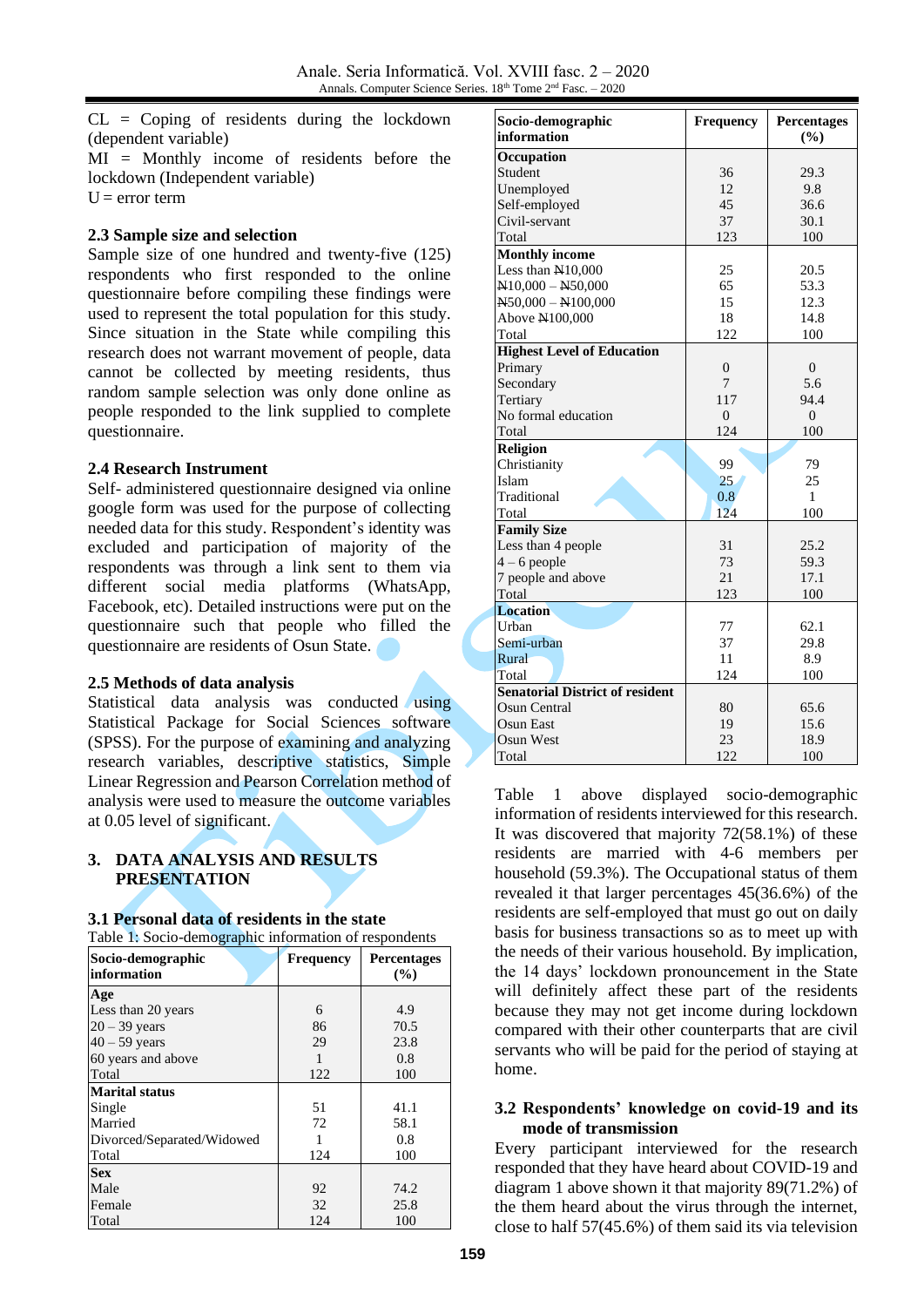CL = Coping of residents during the lockdown (dependent variable)
MI = Monthly income of residents before the lockdown (Independent variable)
U = error term

### 2.3 Sample size and selection

Sample size of one hundred and twenty-five (125) respondents who first responded to the online questionnaire before compiling these findings were used to represent the total population for this study. Since situation in the State while compiling this research does not warrant movement of people, data cannot be collected by meeting residents, thus random sample selection was only done online as people responded to the link supplied to complete questionnaire.

### 2.4 Research Instrument

Self- administered questionnaire designed via online google form was used for the purpose of collecting needed data for this study. Respondent's identity was excluded and participation of majority of the respondents was through a link sent to them via different social media platforms (WhatsApp, Facebook, etc). Detailed instructions were put on the questionnaire such that people who filled the questionnaire are residents of Osun State.

### 2.5 Methods of data analysis

Statistical data analysis was conducted using Statistical Package for Social Sciences software (SPSS). For the purpose of examining and analyzing research variables, descriptive statistics, Simple Linear Regression and Pearson Correlation method of analysis were used to measure the outcome variables at 0.05 level of significant.

## 3. DATA ANALYSIS AND RESULTS PRESENTATION

### 3.1 Personal data of residents in the state

Table 1: Socio-demographic information of respondents

| Socio-demographic information | Frequency | Percentages (%) |
|---|---|---|
| **Age** | | |
| Less than 20 years | 6 | 4.9 |
| 20 – 39 years | 86 | 70.5 |
| 40 – 59 years | 29 | 23.8 |
| 60 years and above | 1 | 0.8 |
| Total | 122 | 100 |
| **Marital status** | | |
| Single | 51 | 41.1 |
| Married | 72 | 58.1 |
| Divorced/Separated/Widowed | 1 | 0.8 |
| Total | 124 | 100 |
| **Sex** | | |
| Male | 92 | 74.2 |
| Female | 32 | 25.8 |
| Total | 124 | 100 |
| **Occupation** | | |
| Student | 36 | 29.3 |
| Unemployed | 12 | 9.8 |
| Self-employed | 45 | 36.6 |
| Civil-servant | 37 | 30.1 |
| Total | 123 | 100 |
| **Monthly income** | | |
| Less than ₦10,000 | 25 | 20.5 |
| ₦10,000 – ₦50,000 | 65 | 53.3 |
| ₦50,000 – ₦100,000 | 15 | 12.3 |
| Above ₦100,000 | 18 | 14.8 |
| Total | 122 | 100 |
| **Highest Level of Education** | | |
| Primary | 0 | 0 |
| Secondary | 7 | 5.6 |
| Tertiary | 117 | 94.4 |
| No formal education | 0 | 0 |
| Total | 124 | 100 |
| **Religion** | | |
| Christianity | 99 | 79 |
| Islam | 25 | 25 |
| Traditional | 0.8 | 1 |
| Total | 124 | 100 |
| **Family Size** | | |
| Less than 4 people | 31 | 25.2 |
| 4 – 6 people | 73 | 59.3 |
| 7 people and above | 21 | 17.1 |
| Total | 123 | 100 |
| **Location** | | |
| Urban | 77 | 62.1 |
| Semi-urban | 37 | 29.8 |
| Rural | 11 | 8.9 |
| Total | 124 | 100 |
| **Senatorial District of resident** | | |
| Osun Central | 80 | 65.6 |
| Osun East | 19 | 15.6 |
| Osun West | 23 | 18.9 |
| Total | 122 | 100 |

Table 1 above displayed socio-demographic information of residents interviewed for this research. It was discovered that majority 72(58.1%) of these residents are married with 4-6 members per household (59.3%). The Occupational status of them revealed it that larger percentages 45(36.6%) of the residents are self-employed that must go out on daily basis for business transactions so as to meet up with the needs of their various household. By implication, the 14 days' lockdown pronouncement in the State will definitely affect these part of the residents because they may not get income during lockdown compared with their other counterparts that are civil servants who will be paid for the period of staying at home.

### 3.2 Respondents' knowledge on covid-19 and its mode of transmission

Every participant interviewed for the research responded that they have heard about COVID-19 and diagram 1 above shown it that majority 89(71.2%) of the them heard about the virus through the internet, close to half 57(45.6%) of them said its via television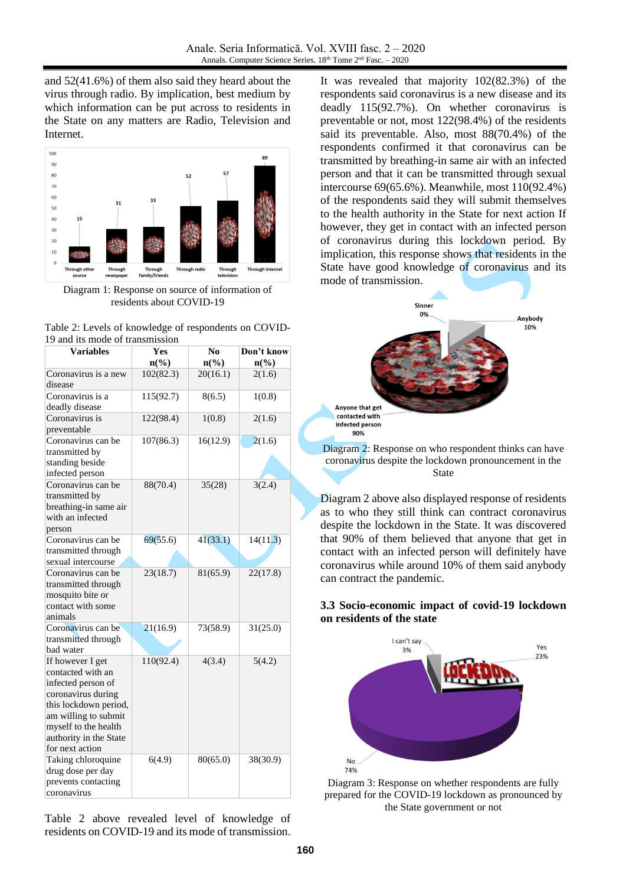and 52(41.6%) of them also said they heard about the virus through radio. By implication, best medium by which information can be put across to residents in the State on any matters are Radio, Television and Internet.

Diagram 1: Response on source of information of residents about COVID-19

Table 2: Levels of knowledge of respondents on COVID-19 and its mode of transmission

| Variables | Yes n(%) | No n(%) | Don't know n(%) |
|---|---|---|---|
| Coronavirus is a new disease | 102(82.3) | 20(16.1) | 2(1.6) |
| Coronavirus is a deadly disease | 115(92.7) | 8(6.5) | 1(0.8) |
| Coronavirus is preventable | 122(98.4) | 1(0.8) | 2(1.6) |
| Coronavirus can be transmitted by standing beside infected person | 107(86.3) | 16(12.9) | 2(1.6) |
| Coronavirus can be transmitted by breathing-in same air with an infected person | 88(70.4) | 35(28) | 3(2.4) |
| Coronavirus can be transmitted through sexual intercourse | 69(55.6) | 41(33.1) | 14(11.3) |
| Coronavirus can be transmitted through mosquito bite or contact with some animals | 23(18.7) | 81(65.9) | 22(17.8) |
| Coronavirus can be transmitted through bad water | 21(16.9) | 73(58.9) | 31(25.0) |
| If however I get contacted with an infected person of coronavirus during this lockdown period, am willing to submit myself to the health authority in the State for next action | 110(92.4) | 4(3.4) | 5(4.2) |
| Taking chloroquine drug dose per day prevents contacting coronavirus | 6(4.9) | 80(65.0) | 38(30.9) |

Table 2 above revealed level of knowledge of residents on COVID-19 and its mode of transmission.

It was revealed that majority 102(82.3%) of the respondents said coronavirus is a new disease and its deadly 115(92.7%). On whether coronavirus is preventable or not, most 122(98.4%) of the residents said its preventable. Also, most 88(70.4%) of the respondents confirmed it that coronavirus can be transmitted by breathing-in same air with an infected person and that it can be transmitted through sexual intercourse 69(65.6%). Meanwhile, most 110(92.4%) of the respondents said they will submit themselves to the health authority in the State for next action If however, they get in contact with an infected person of coronavirus during this lockdown period. By implication, this response shows that residents in the State have good knowledge of coronavirus and its mode of transmission.

Diagram 2: Response on who respondent thinks can have coronavirus despite the lockdown pronouncement in the State

Diagram 2 above also displayed response of residents as to who they still think can contract coronavirus despite the lockdown in the State. It was discovered that 90% of them believed that anyone that get in contact with an infected person will definitely have coronavirus while around 10% of them said anybody can contract the pandemic.

### 3.3 Socio-economic impact of covid-19 lockdown on residents of the state

Diagram 3: Response on whether respondents are fully prepared for the COVID-19 lockdown as pronounced by the State government or not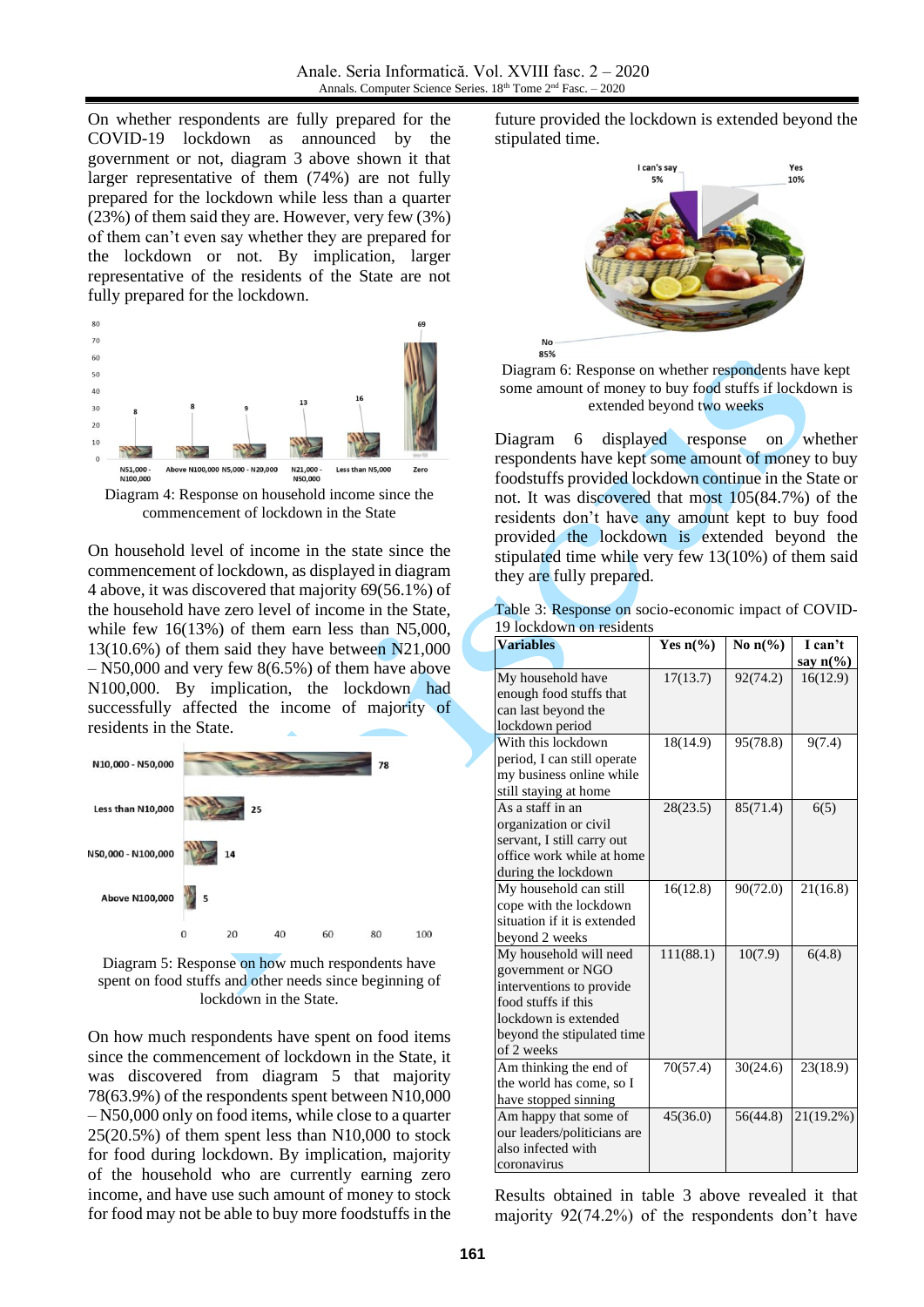On whether respondents are fully prepared for the COVID-19 lockdown as announced by the government or not, diagram 3 above shown it that larger representative of them (74%) are not fully prepared for the lockdown while less than a quarter (23%) of them said they are. However, very few (3%) of them can't even say whether they are prepared for the lockdown or not. By implication, larger representative of the residents of the State are not fully prepared for the lockdown.

Diagram 4: Response on household income since the commencement of lockdown in the State

On household level of income in the state since the commencement of lockdown, as displayed in diagram 4 above, it was discovered that majority 69(56.1%) of the household have zero level of income in the State, while few 16(13%) of them earn less than N5,000, 13(10.6%) of them said they have between N21,000 – N50,000 and very few 8(6.5%) of them have above N100,000. By implication, the lockdown had successfully affected the income of majority of residents in the State.

Diagram 5: Response on how much respondents have spent on food stuffs and other needs since beginning of lockdown in the State.

On how much respondents have spent on food items since the commencement of lockdown in the State, it was discovered from diagram 5 that majority 78(63.9%) of the respondents spent between N10,000 – N50,000 only on food items, while close to a quarter 25(20.5%) of them spent less than N10,000 to stock for food during lockdown. By implication, majority of the household who are currently earning zero income, and have use such amount of money to stock for food may not be able to buy more foodstuffs in the future provided the lockdown is extended beyond the stipulated time.

Diagram 6: Response on whether respondents have kept some amount of money to buy food stuffs if lockdown is extended beyond two weeks

Diagram 6 displayed response on whether respondents have kept some amount of money to buy foodstuffs provided lockdown continue in the State or not. It was discovered that most 105(84.7%) of the residents don't have any amount kept to buy food provided the lockdown is extended beyond the stipulated time while very few 13(10%) of them said they are fully prepared.

Table 3: Response on socio-economic impact of COVID-19 lockdown on residents

| Variables | Yes n(%) | No n(%) | I can't say n(%) |
|---|---|---|---|
| My household have enough food stuffs that can last beyond the lockdown period | 17(13.7) | 92(74.2) | 16(12.9) |
| With this lockdown period, I can still operate my business online while still staying at home | 18(14.9) | 95(78.8) | 9(7.4) |
| As a staff in an organization or civil servant, I still carry out office work while at home during the lockdown | 28(23.5) | 85(71.4) | 6(5) |
| My household can still cope with the lockdown situation if it is extended beyond 2 weeks | 16(12.8) | 90(72.0) | 21(16.8) |
| My household will need government or NGO interventions to provide food stuffs if this lockdown is extended beyond the stipulated time of 2 weeks | 111(88.1) | 10(7.9) | 6(4.8) |
| Am thinking the end of the world has come, so I have stopped sinning | 70(57.4) | 30(24.6) | 23(18.9) |
| Am happy that some of our leaders/politicians are also infected with coronavirus | 45(36.0) | 56(44.8) | 21(19.2%) |

Results obtained in table 3 above revealed it that majority 92(74.2%) of the respondents don't have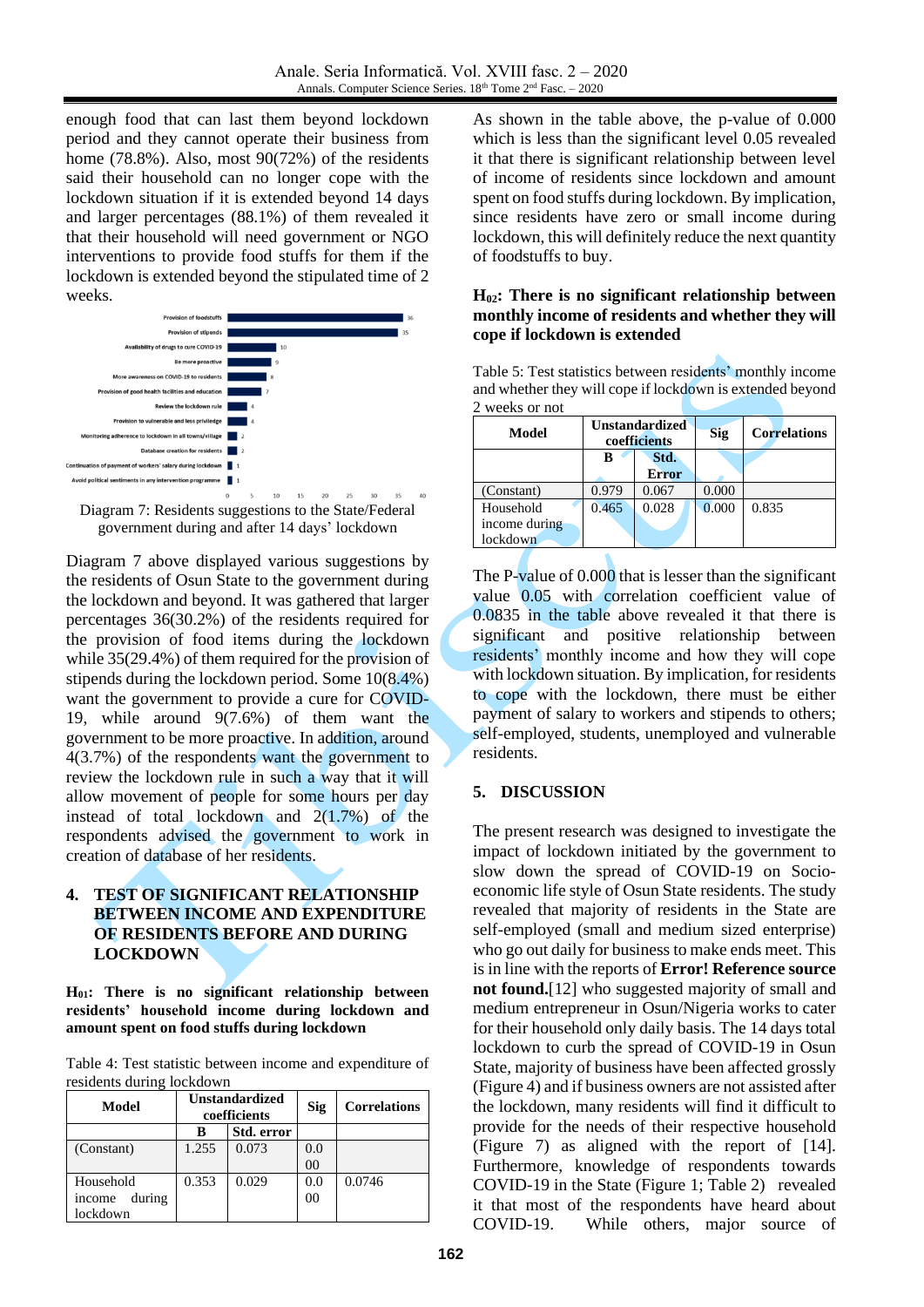enough food that can last them beyond lockdown period and they cannot operate their business from home (78.8%). Also, most 90(72%) of the residents said their household can no longer cope with the lockdown situation if it is extended beyond 14 days and larger percentages (88.1%) of them revealed it that their household will need government or NGO interventions to provide food stuffs for them if the lockdown is extended beyond the stipulated time of 2 weeks.

Diagram 7: Residents suggestions to the State/Federal government during and after 14 days' lockdown

Diagram 7 above displayed various suggestions by the residents of Osun State to the government during the lockdown and beyond. It was gathered that larger percentages 36(30.2%) of the residents required for the provision of food items during the lockdown while 35(29.4%) of them required for the provision of stipends during the lockdown period. Some 10(8.4%) want the government to provide a cure for COVID-19, while around 9(7.6%) of them want the government to be more proactive. In addition, around 4(3.7%) of the respondents want the government to review the lockdown rule in such a way that it will allow movement of people for some hours per day instead of total lockdown and 2(1.7%) of the respondents advised the government to work in creation of database of her residents.

## 4. TEST OF SIGNIFICANT RELATIONSHIP BETWEEN INCOME AND EXPENDITURE OF RESIDENTS BEFORE AND DURING LOCKDOWN

**$H_{01}$: There is no significant relationship between residents' household income during lockdown and amount spent on food stuffs during lockdown**

Table 4: Test statistic between income and expenditure of residents during lockdown

| Model | Unstandardized coefficients | | Sig | Correlations |
|---|---|---|---|---|
| | B | Std. error | | |
| (Constant) | 1.255 | 0.073 | 0.000 | |
| Household income during lockdown | 0.353 | 0.029 | 0.000 | 0.0746 |

As shown in the table above, the p-value of 0.000 which is less than the significant level 0.05 revealed it that there is significant relationship between level of income of residents since lockdown and amount spent on food stuffs during lockdown. By implication, since residents have zero or small income during lockdown, this will definitely reduce the next quantity of foodstuffs to buy.

**$H_{02}$: There is no significant relationship between monthly income of residents and whether they will cope if lockdown is extended**

Table 5: Test statistics between residents' monthly income and whether they will cope if lockdown is extended beyond 2 weeks or not

| Model | Unstandardized coefficients | | Sig | Correlations |
|---|---|---|---|---|
| | B | Std. Error | | |
| (Constant) | 0.979 | 0.067 | 0.000 | |
| Household income during lockdown | 0.465 | 0.028 | 0.000 | 0.835 |

The P-value of 0.000 that is lesser than the significant value 0.05 with correlation coefficient value of 0.0835 in the table above revealed it that there is significant and positive relationship between residents' monthly income and how they will cope with lockdown situation. By implication, for residents to cope with the lockdown, there must be either payment of salary to workers and stipends to others; self-employed, students, unemployed and vulnerable residents.

## 5. DISCUSSION

The present research was designed to investigate the impact of lockdown initiated by the government to slow down the spread of COVID-19 on Socio-economic life style of Osun State residents. The study revealed that majority of residents in the State are self-employed (small and medium sized enterprise) who go out daily for business to make ends meet. This is in line with the reports of **Error! Reference source not found.**[12] who suggested majority of small and medium entrepreneur in Osun/Nigeria works to cater for their household only daily basis. The 14 days total lockdown to curb the spread of COVID-19 in Osun State, majority of business have been affected grossly (Figure 4) and if business owners are not assisted after the lockdown, many residents will find it difficult to provide for the needs of their respective household (Figure 7) as aligned with the report of [14]. Furthermore, knowledge of respondents towards COVID-19 in the State (Figure 1; Table 2) revealed it that most of the respondents have heard about COVID-19. While others, major source of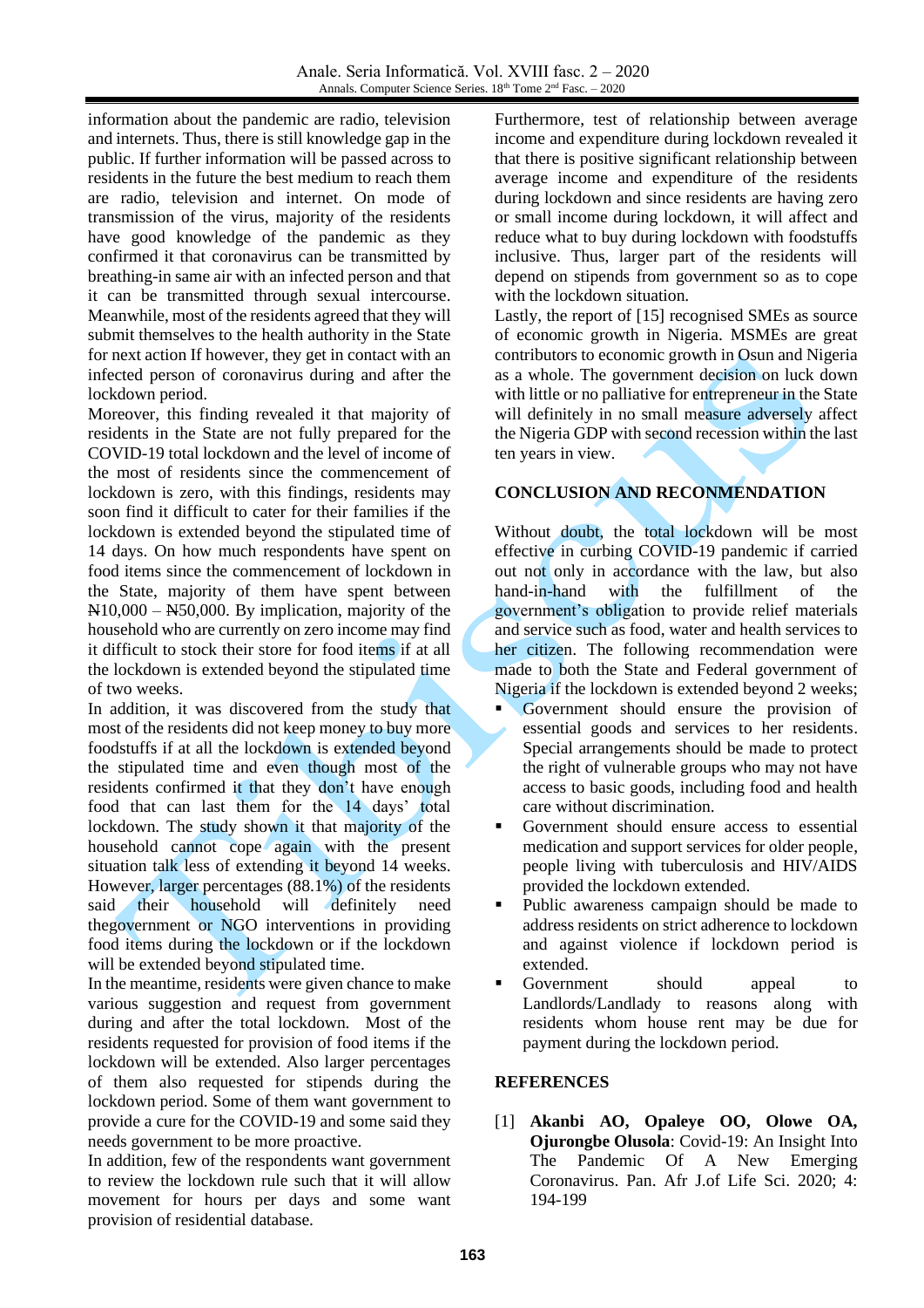information about the pandemic are radio, television and internets. Thus, there is still knowledge gap in the public. If further information will be passed across to residents in the future the best medium to reach them are radio, television and internet. On mode of transmission of the virus, majority of the residents have good knowledge of the pandemic as they confirmed it that coronavirus can be transmitted by breathing-in same air with an infected person and that it can be transmitted through sexual intercourse. Meanwhile, most of the residents agreed that they will submit themselves to the health authority in the State for next action If however, they get in contact with an infected person of coronavirus during and after the lockdown period.

Moreover, this finding revealed it that majority of residents in the State are not fully prepared for the COVID-19 total lockdown and the level of income of the most of residents since the commencement of lockdown is zero, with this findings, residents may soon find it difficult to cater for their families if the lockdown is extended beyond the stipulated time of 14 days. On how much respondents have spent on food items since the commencement of lockdown in the State, majority of them have spent between ₦10,000 – ₦50,000. By implication, majority of the household who are currently on zero income may find it difficult to stock their store for food items if at all the lockdown is extended beyond the stipulated time of two weeks.

In addition, it was discovered from the study that most of the residents did not keep money to buy more foodstuffs if at all the lockdown is extended beyond the stipulated time and even though most of the residents confirmed it that they don't have enough food that can last them for the 14 days' total lockdown. The study shown it that majority of the household cannot cope again with the present situation talk less of extending it beyond 14 weeks. However, larger percentages (88.1%) of the residents said their household will definitely need thegovernment or NGO interventions in providing food items during the lockdown or if the lockdown will be extended beyond stipulated time.

In the meantime, residents were given chance to make various suggestion and request from government during and after the total lockdown. Most of the residents requested for provision of food items if the lockdown will be extended. Also larger percentages of them also requested for stipends during the lockdown period. Some of them want government to provide a cure for the COVID-19 and some said they needs government to be more proactive.

In addition, few of the respondents want government to review the lockdown rule such that it will allow movement for hours per days and some want provision of residential database.

Furthermore, test of relationship between average income and expenditure during lockdown revealed it that there is positive significant relationship between average income and expenditure of the residents during lockdown and since residents are having zero or small income during lockdown, it will affect and reduce what to buy during lockdown with foodstuffs inclusive. Thus, larger part of the residents will depend on stipends from government so as to cope with the lockdown situation.

Lastly, the report of [15] recognised SMEs as source of economic growth in Nigeria. MSMEs are great contributors to economic growth in Osun and Nigeria as a whole. The government decision on luck down with little or no palliative for entrepreneur in the State will definitely in no small measure adversely affect the Nigeria GDP with second recession within the last ten years in view.

## CONCLUSION AND RECONMENDATION

Without doubt, the total lockdown will be most effective in curbing COVID-19 pandemic if carried out not only in accordance with the law, but also hand-in-hand with the fulfillment of the government's obligation to provide relief materials and service such as food, water and health services to her citizen. The following recommendation were made to both the State and Federal government of Nigeria if the lockdown is extended beyond 2 weeks;

- Government should ensure the provision of essential goods and services to her residents. Special arrangements should be made to protect the right of vulnerable groups who may not have access to basic goods, including food and health care without discrimination.
- Government should ensure access to essential medication and support services for older people, people living with tuberculosis and HIV/AIDS provided the lockdown extended.
- Public awareness campaign should be made to address residents on strict adherence to lockdown and against violence if lockdown period is extended.
- Government should appeal to Landlords/Landlady to reasons along with residents whom house rent may be due for payment during the lockdown period.

## REFERENCES

[1] **Akanbi AO, Opaleye OO, Olowe OA, Ojurongbe Olusola**: Covid-19: An Insight Into The Pandemic Of A New Emerging Coronavirus. Pan. Afr J.of Life Sci. 2020; 4: 194-199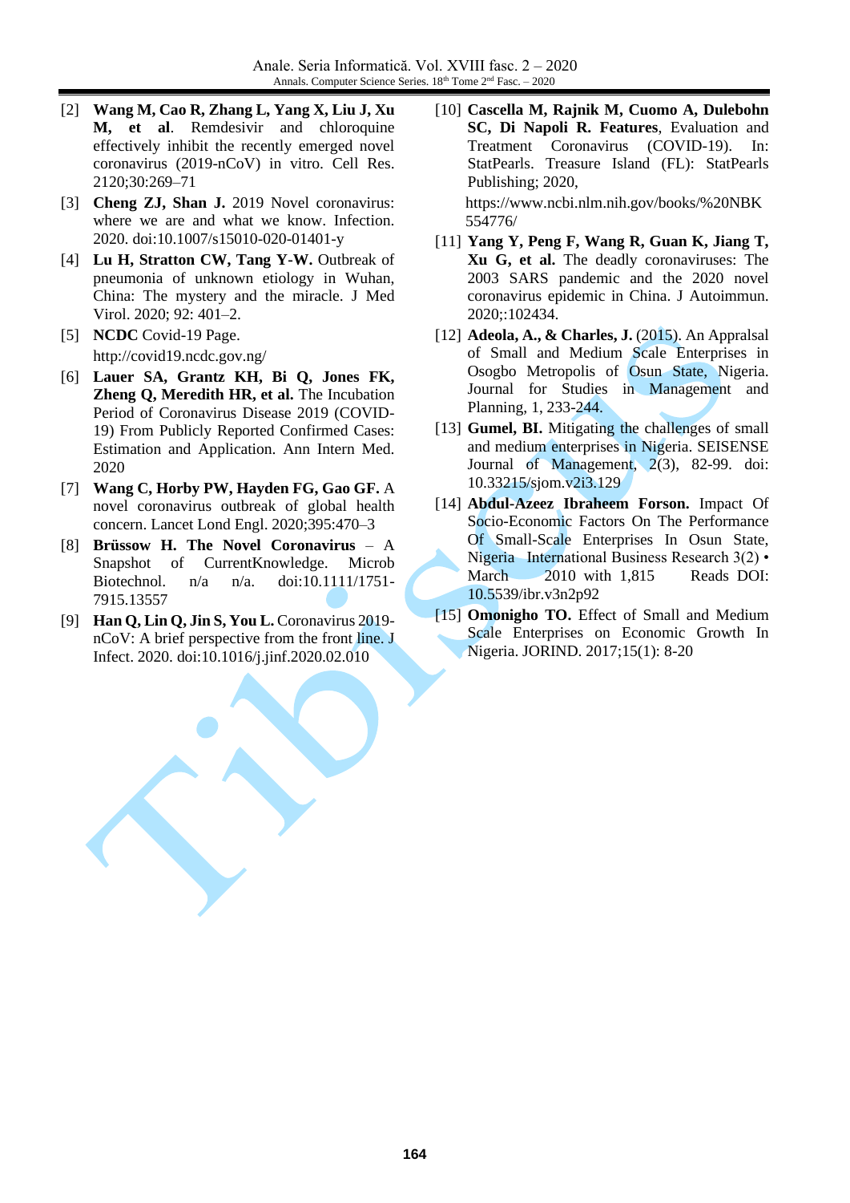[2] **Wang M, Cao R, Zhang L, Yang X, Liu J, Xu M, et al**. Remdesivir and chloroquine effectively inhibit the recently emerged novel coronavirus (2019-nCoV) in vitro. Cell Res. 2120;30:269–71

[3] **Cheng ZJ, Shan J.** 2019 Novel coronavirus: where we are and what we know. Infection. 2020. doi:10.1007/s15010-020-01401-y

[4] **Lu H, Stratton CW, Tang Y-W.** Outbreak of pneumonia of unknown etiology in Wuhan, China: The mystery and the miracle. J Med Virol. 2020; 92: 401–2.

[5] **NCDC** Covid-19 Page. http://covid19.ncdc.gov.ng/

[6] **Lauer SA, Grantz KH, Bi Q, Jones FK, Zheng Q, Meredith HR, et al.** The Incubation Period of Coronavirus Disease 2019 (COVID-19) From Publicly Reported Confirmed Cases: Estimation and Application. Ann Intern Med. 2020

[7] **Wang C, Horby PW, Hayden FG, Gao GF.** A novel coronavirus outbreak of global health concern. Lancet Lond Engl. 2020;395:470–3

[8] **Brüssow H. The Novel Coronavirus** – A Snapshot of CurrentKnowledge. Microb Biotechnol. n/a n/a. doi:10.1111/1751-7915.13557

[9] **Han Q, Lin Q, Jin S, You L.** Coronavirus 2019-nCoV: A brief perspective from the front line. J Infect. 2020. doi:10.1016/j.jinf.2020.02.010

[10] **Cascella M, Rajnik M, Cuomo A, Dulebohn SC, Di Napoli R. Features**, Evaluation and Treatment Coronavirus (COVID-19). In: StatPearls. Treasure Island (FL): StatPearls Publishing; 2020, https://www.ncbi.nlm.nih.gov/books/%20NBK554776/

[11] **Yang Y, Peng F, Wang R, Guan K, Jiang T, Xu G, et al.** The deadly coronaviruses: The 2003 SARS pandemic and the 2020 novel coronavirus epidemic in China. J Autoimmun. 2020;:102434.

[12] **Adeola, A., & Charles, J.** (2015). An Appralsal of Small and Medium Scale Enterprises in Osogbo Metropolis of Osun State, Nigeria. Journal for Studies in Management and Planning, 1, 233-244.

[13] **Gumel, BI.** Mitigating the challenges of small and medium enterprises in Nigeria. SEISENSE Journal of Management, 2(3), 82-99. doi: 10.33215/sjom.v2i3.129

[14] **Abdul-Azeez Ibraheem Forson.** Impact Of Socio-Economic Factors On The Performance Of Small-Scale Enterprises In Osun State, Nigeria International Business Research 3(2) • March 2010 with 1,815 Reads DOI: 10.5539/ibr.v3n2p92

[15] **Omonigho TO.** Effect of Small and Medium Scale Enterprises on Economic Growth In Nigeria. JORIND. 2017;15(1): 8-20